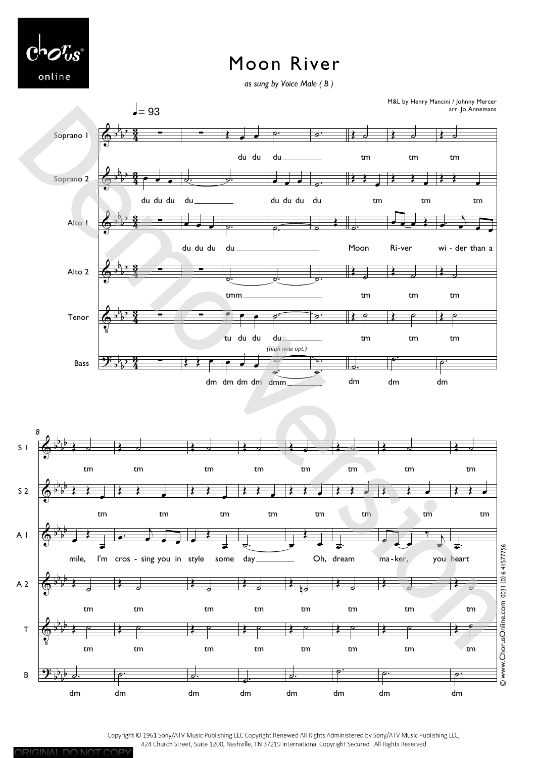# Moon River

*as sung by Voice Male ( B )*

M&L by Henry Mancini / Johnny Mercer
arr. Jo Annemans

♩= 93

Soprano 1: du du du

Soprano 2: du du du du du du du du

Alto 1: du du du du Moon Ri-ver wi - der than a

Alto 2: tmm tm tm tm

Tenor: tu du du du tm tm tm

*(high note opt.)*

Bass: dm dm dm dm dmm dm dm dm

S 1: tm tm tm tm tm tm tm tm

S 2: tm tm tm tm tm tm tm tm

A 1: mile, I'm cros - sing you in style some day Oh, dream ma - ker, you heart

A 2: tm tm tm tm tm tm tm tm

T: tm tm tm tm tm tm tm tm

B: dm dm dm dm dm dm dm dm

Copyright © 1961 Sony/ATV Music Publishing LLC Copyright Renewed All Rights Administered by Sony/ATV Music Publishing LLC, 424 Church Street, Suite 1200, Nashville, TN 37219 International Copyright Secured All Rights Reserved

© www.ChorusOnline.com 0031 (0) 6 41577756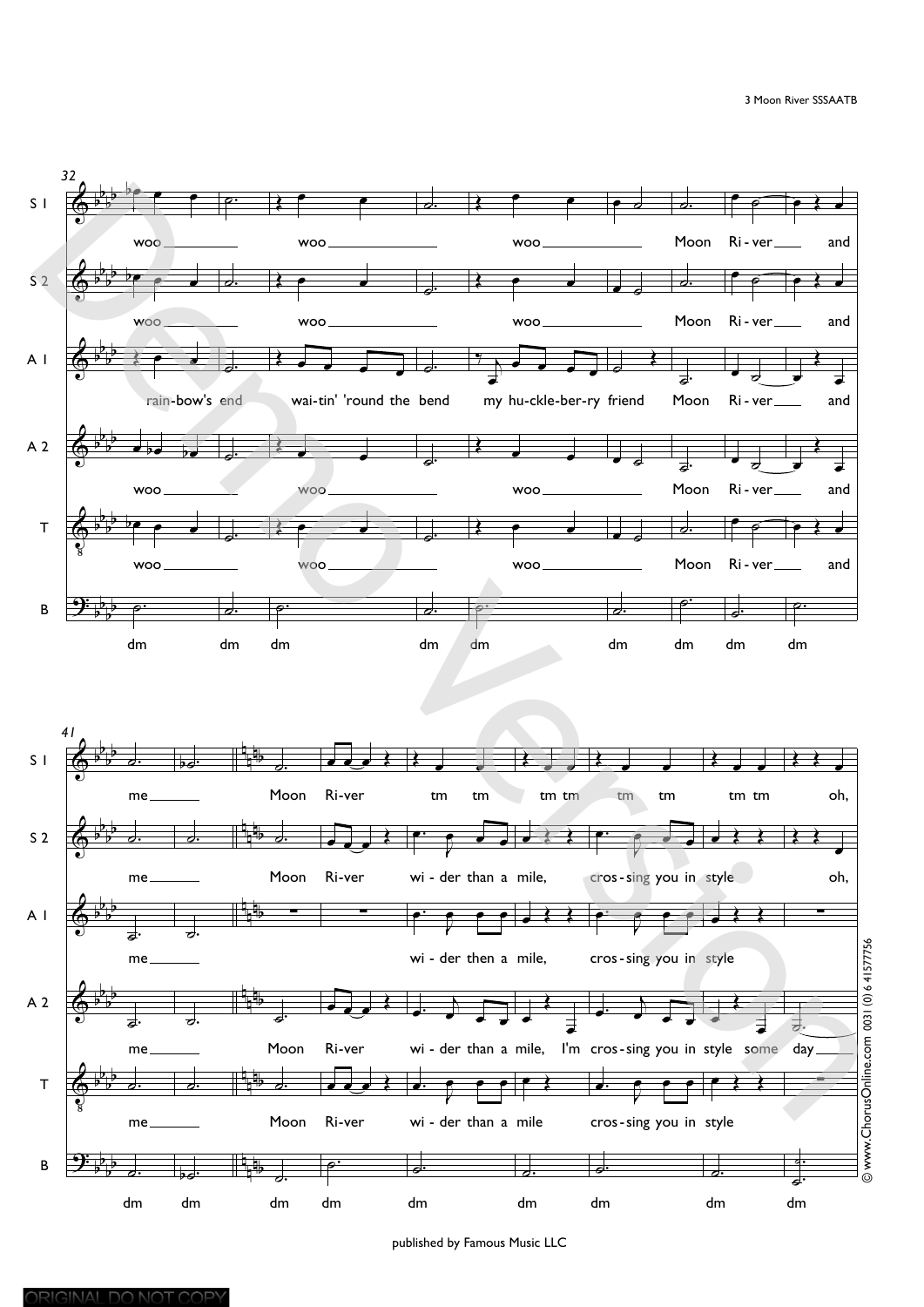published by Famous Music LLC

© www.ChorusOnline.com 0031 (0) 6 41577756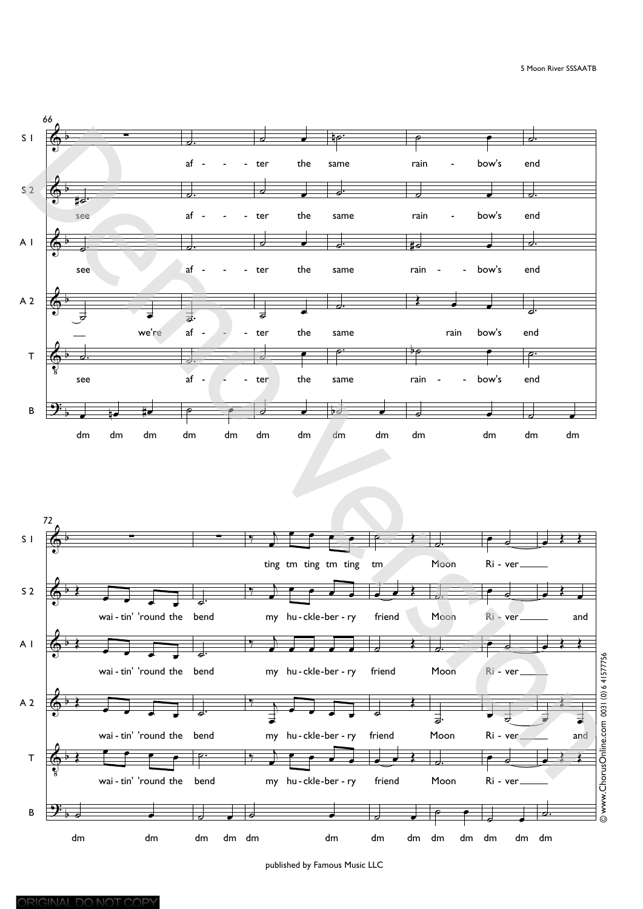66

S 1

af - - - ter the same rain - bow's end

S 2

see af - - - ter the same rain - bow's end

A 1

see af - - - ter the same rain - - bow's end

A 2

we're af - - - ter the same rain bow's end

T

see af - - - ter the same rain - - bow's end

B

dm dm dm dm dm dm dm dm dm dm dm dm dm

72

S 1

ting tm ting tm ting tm Moon Ri - ver

S 2

wai - tin' 'round the bend my hu - ckle-ber - ry friend Moon Ri - ver and

A 1

wai - tin' 'round the bend my hu - ckle-ber - ry friend Moon Ri - ver

A 2

wai - tin' 'round the bend my hu - ckle-ber - ry friend Moon Ri - ver and

T

wai - tin' 'round the bend my hu - ckle-ber - ry friend Moon Ri - ver

B

dm dm dm dm dm dm dm dm dm dm dm dm dm

© www.ChorusOnline.com 0031 (0) 6 41577756

published by Famous Music LLC

ORIGINAL DO NOT COPY